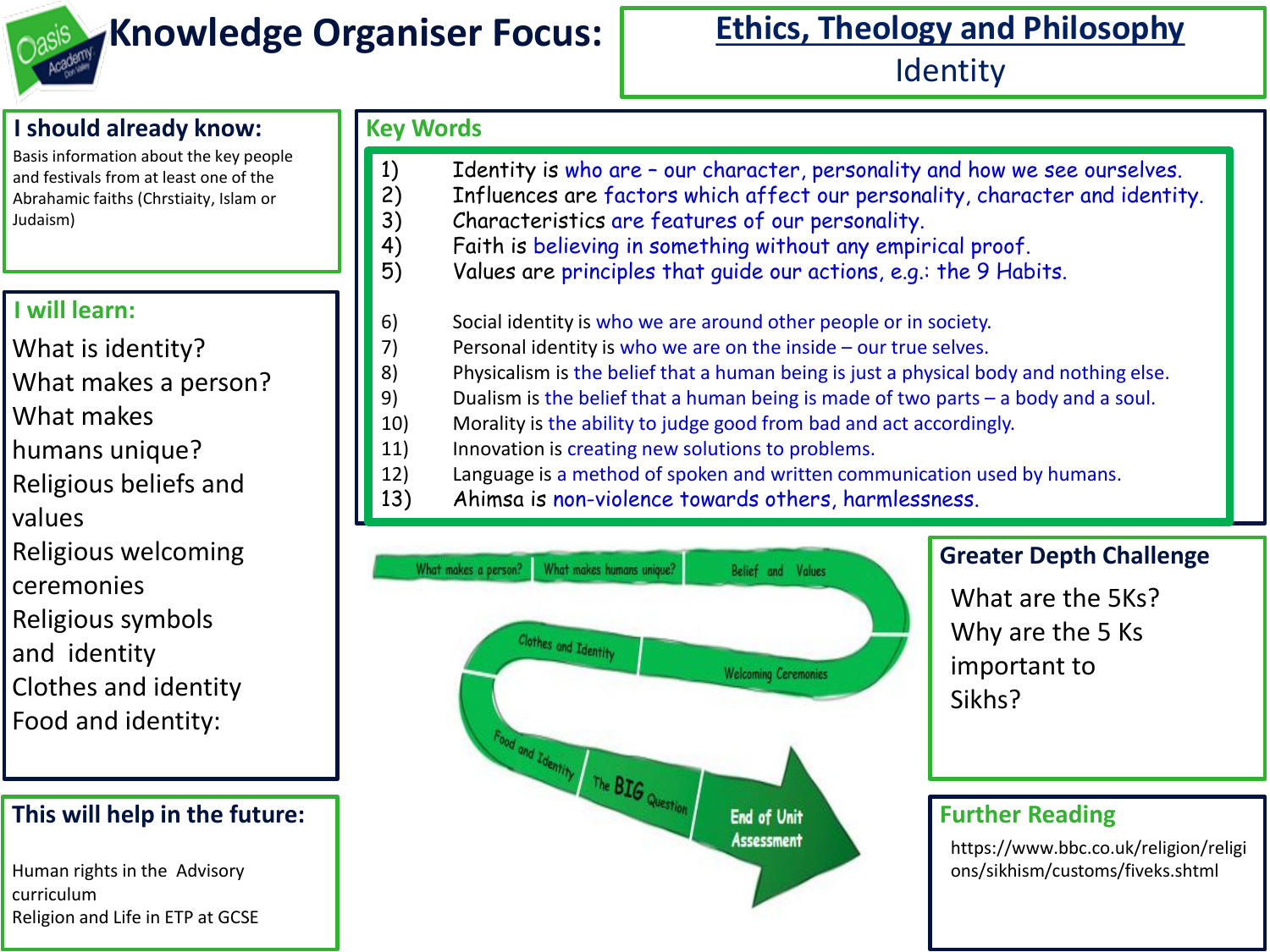# Knowledge Organiser Focus:

## Ethics, Theology and Philosophy

Identity

## I should already know:

Basis information about the key people and festivals from at least one of the Abrahamic faiths (Chrstiaity, Islam or Judaism)

## I will learn:

What is identity?
What makes a person?
What makes humans unique?
Religious beliefs and values
Religious welcoming ceremonies
Religious symbols and identity
Clothes and identity
Food and identity:

## This will help in the future:

Human rights in the Advisory curriculum
Religion and Life in ETP at GCSE

## Key Words

1) Identity is who are – our character, personality and how we see ourselves.
2) Influences are factors which affect our personality, character and identity.
3) Characteristics are features of our personality.
4) Faith is believing in something without any empirical proof.
5) Values are principles that guide our actions, e.g.: the 9 Habits.
6) Social identity is who we are around other people or in society.
7) Personal identity is who we are on the inside – our true selves.
8) Physicalism is the belief that a human being is just a physical body and nothing else.
9) Dualism is the belief that a human being is made of two parts – a body and a soul.
10) Morality is the ability to judge good from bad and act accordingly.
11) Innovation is creating new solutions to problems.
12) Language is a method of spoken and written communication used by humans.
13) Ahimsa is non-violence towards others, harmlessness.

What makes a person? → What makes humans unique? → Belief and Values → Welcoming Ceremonies → Clothes and Identity → Food and Identity → The BIG Question → End of Unit Assessment

## Greater Depth Challenge

What are the 5Ks?
Why are the 5 Ks important to Sikhs?

## Further Reading

https://www.bbc.co.uk/religion/religions/sikhism/customs/fiveks.shtml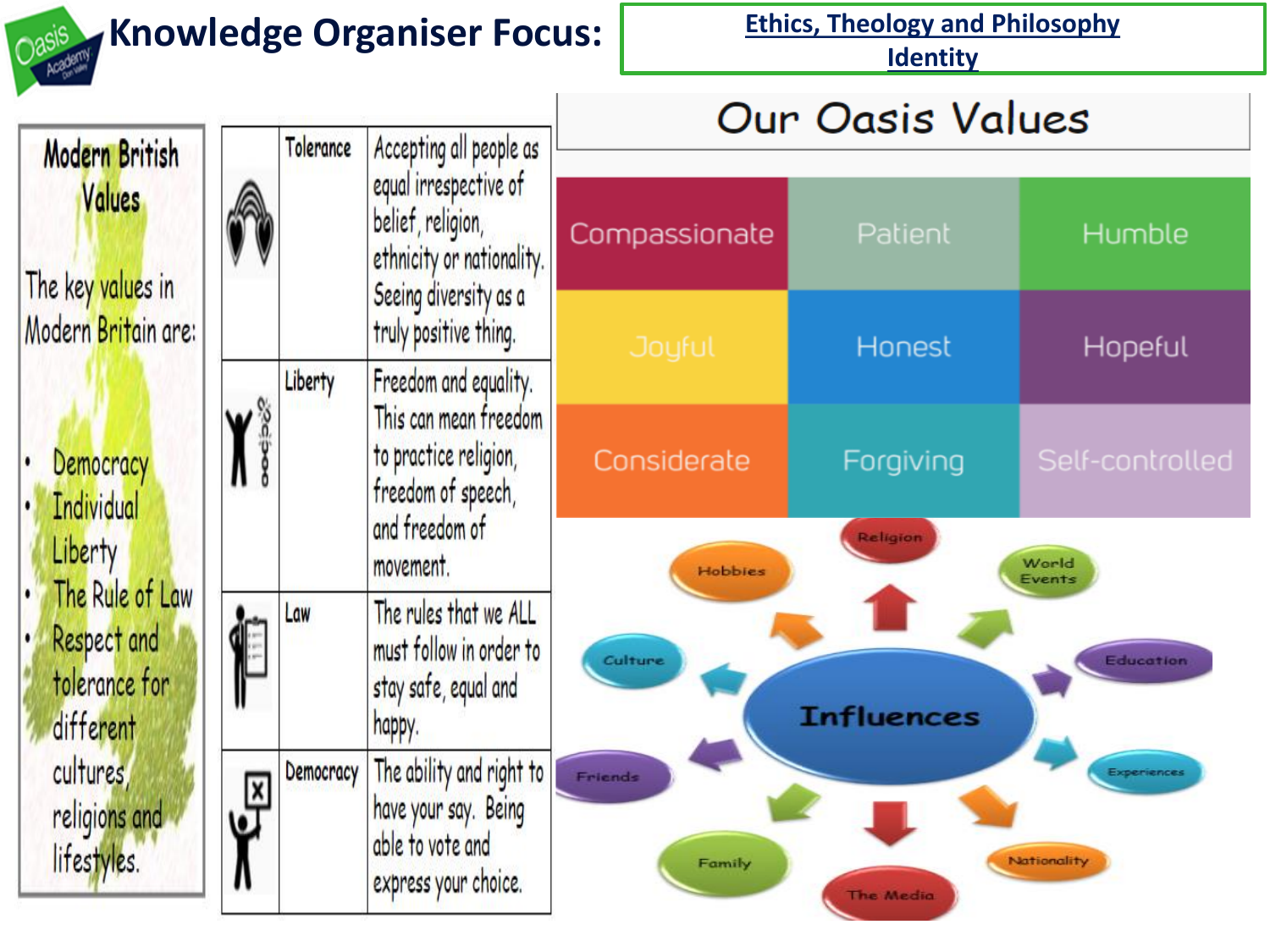# Knowledge Organiser Focus:

**Ethics, Theology and Philosophy**
**Identity**

## Modern British Values

The key values in Modern Britain are:

- Democracy
- Individual Liberty
- The Rule of Law
- Respect and tolerance for different cultures, religions and lifestyles.

| | | |
|---|---|---|
| Tolerance | Accepting all people as equal irrespective of belief, religion, ethnicity or nationality. Seeing diversity as a truly positive thing. |
| Liberty | Freedom and equality. This can mean freedom to practice religion, freedom of speech, and freedom of movement. |
| Law | The rules that we ALL must follow in order to stay safe, equal and happy. |
| Democracy | The ability and right to have your say. Being able to vote and express your choice. |

## Our Oasis Values

| | | |
|---|---|---|
| Compassionate | Patient | Humble |
| Joyful | Honest | Hopeful |
| Considerate | Forgiving | Self-controlled |

Influences

Religion
World Events
Education
Experiences
Nationality
The Media
Family
Friends
Culture
Hobbies